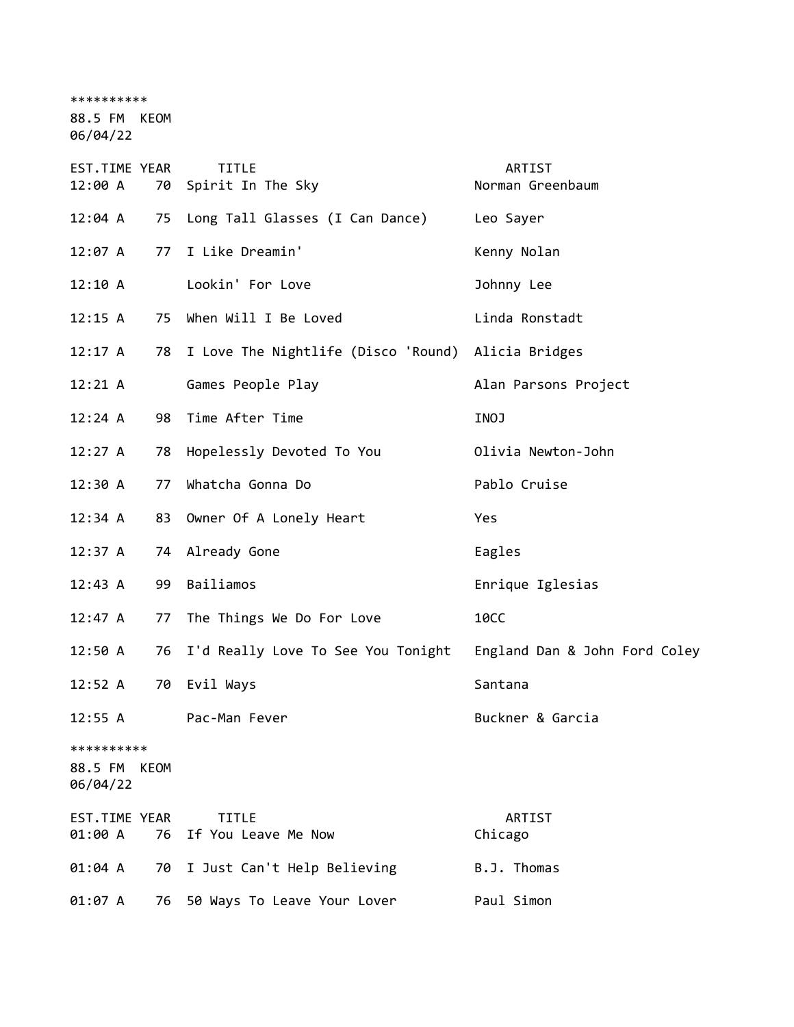**********
88.5 FM KEOM
06/04/22

| EST.TIME | YEAR | TITLE | ARTIST |
|---|---|---|---|
| 12:00 A | 70 | Spirit In The Sky | Norman Greenbaum |
| 12:04 A | 75 | Long Tall Glasses (I Can Dance) | Leo Sayer |
| 12:07 A | 77 | I Like Dreamin' | Kenny Nolan |
| 12:10 A | | Lookin' For Love | Johnny Lee |
| 12:15 A | 75 | When Will I Be Loved | Linda Ronstadt |
| 12:17 A | 78 | I Love The Nightlife (Disco 'Round) | Alicia Bridges |
| 12:21 A | | Games People Play | Alan Parsons Project |
| 12:24 A | 98 | Time After Time | INOJ |
| 12:27 A | 78 | Hopelessly Devoted To You | Olivia Newton-John |
| 12:30 A | 77 | Whatcha Gonna Do | Pablo Cruise |
| 12:34 A | 83 | Owner Of A Lonely Heart | Yes |
| 12:37 A | 74 | Already Gone | Eagles |
| 12:43 A | 99 | Bailiamos | Enrique Iglesias |
| 12:47 A | 77 | The Things We Do For Love | 10CC |
| 12:50 A | 76 | I'd Really Love To See You Tonight | England Dan & John Ford Coley |
| 12:52 A | 70 | Evil Ways | Santana |
| 12:55 A | | Pac-Man Fever | Buckner & Garcia |

**********
88.5 FM KEOM
06/04/22

| EST.TIME | YEAR | TITLE | ARTIST |
|---|---|---|---|
| 01:00 A | 76 | If You Leave Me Now | Chicago |
| 01:04 A | 70 | I Just Can't Help Believing | B.J. Thomas |
| 01:07 A | 76 | 50 Ways To Leave Your Lover | Paul Simon |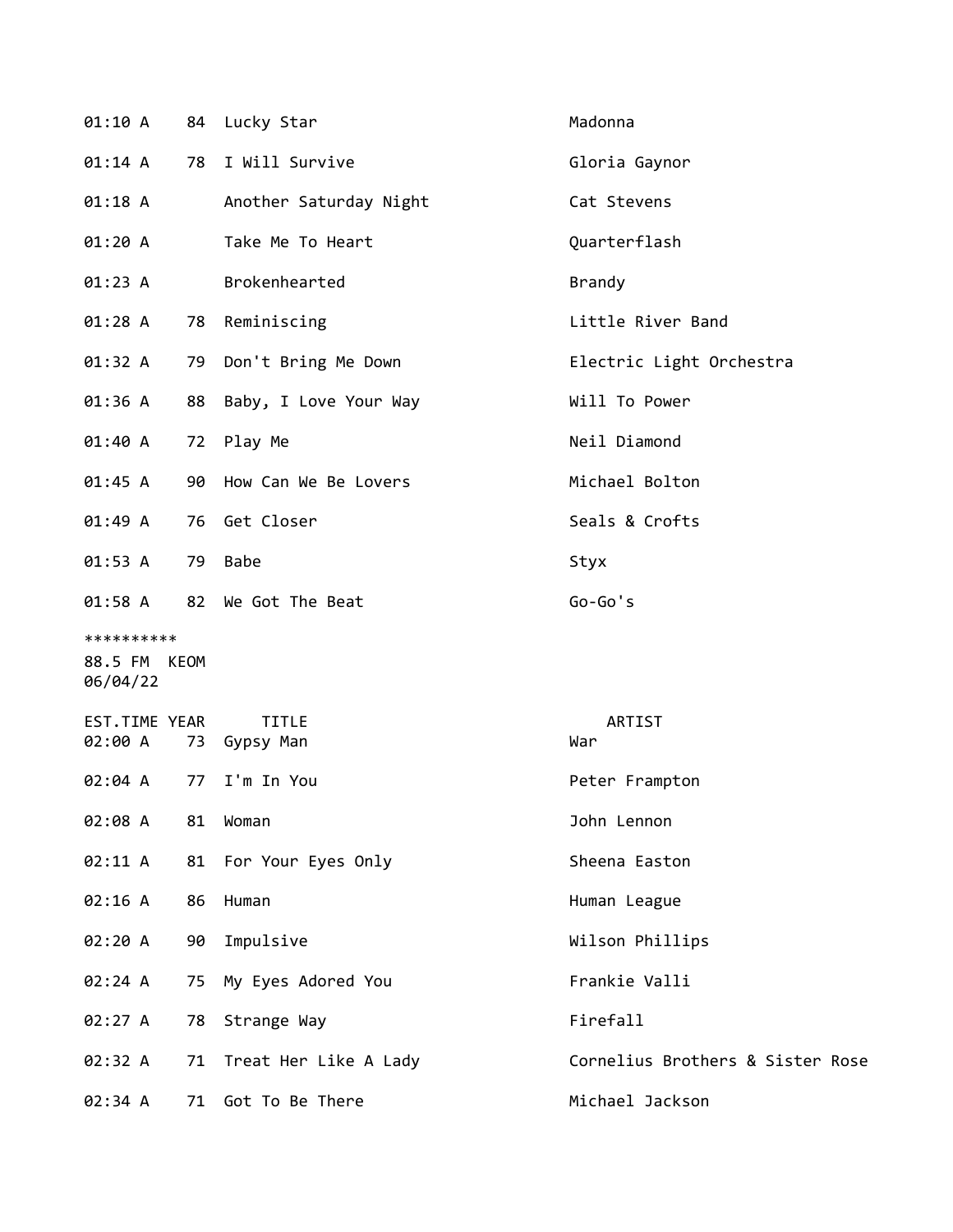| EST.TIME | YEAR | TITLE | ARTIST |
|---|---|---|---|
| 01:10 A | 84 | Lucky Star | Madonna |
| 01:14 A | 78 | I Will Survive | Gloria Gaynor |
| 01:18 A | | Another Saturday Night | Cat Stevens |
| 01:20 A | | Take Me To Heart | Quarterflash |
| 01:23 A | | Brokenhearted | Brandy |
| 01:28 A | 78 | Reminiscing | Little River Band |
| 01:32 A | 79 | Don't Bring Me Down | Electric Light Orchestra |
| 01:36 A | 88 | Baby, I Love Your Way | Will To Power |
| 01:40 A | 72 | Play Me | Neil Diamond |
| 01:45 A | 90 | How Can We Be Lovers | Michael Bolton |
| 01:49 A | 76 | Get Closer | Seals & Crofts |
| 01:53 A | 79 | Babe | Styx |
| 01:58 A | 82 | We Got The Beat | Go-Go's |

**********

88.5 FM KEOM

06/04/22

| EST.TIME | YEAR | TITLE | ARTIST |
|---|---|---|---|
| 02:00 A | 73 | Gypsy Man | War |
| 02:04 A | 77 | I'm In You | Peter Frampton |
| 02:08 A | 81 | Woman | John Lennon |
| 02:11 A | 81 | For Your Eyes Only | Sheena Easton |
| 02:16 A | 86 | Human | Human League |
| 02:20 A | 90 | Impulsive | Wilson Phillips |
| 02:24 A | 75 | My Eyes Adored You | Frankie Valli |
| 02:27 A | 78 | Strange Way | Firefall |
| 02:32 A | 71 | Treat Her Like A Lady | Cornelius Brothers & Sister Rose |
| 02:34 A | 71 | Got To Be There | Michael Jackson |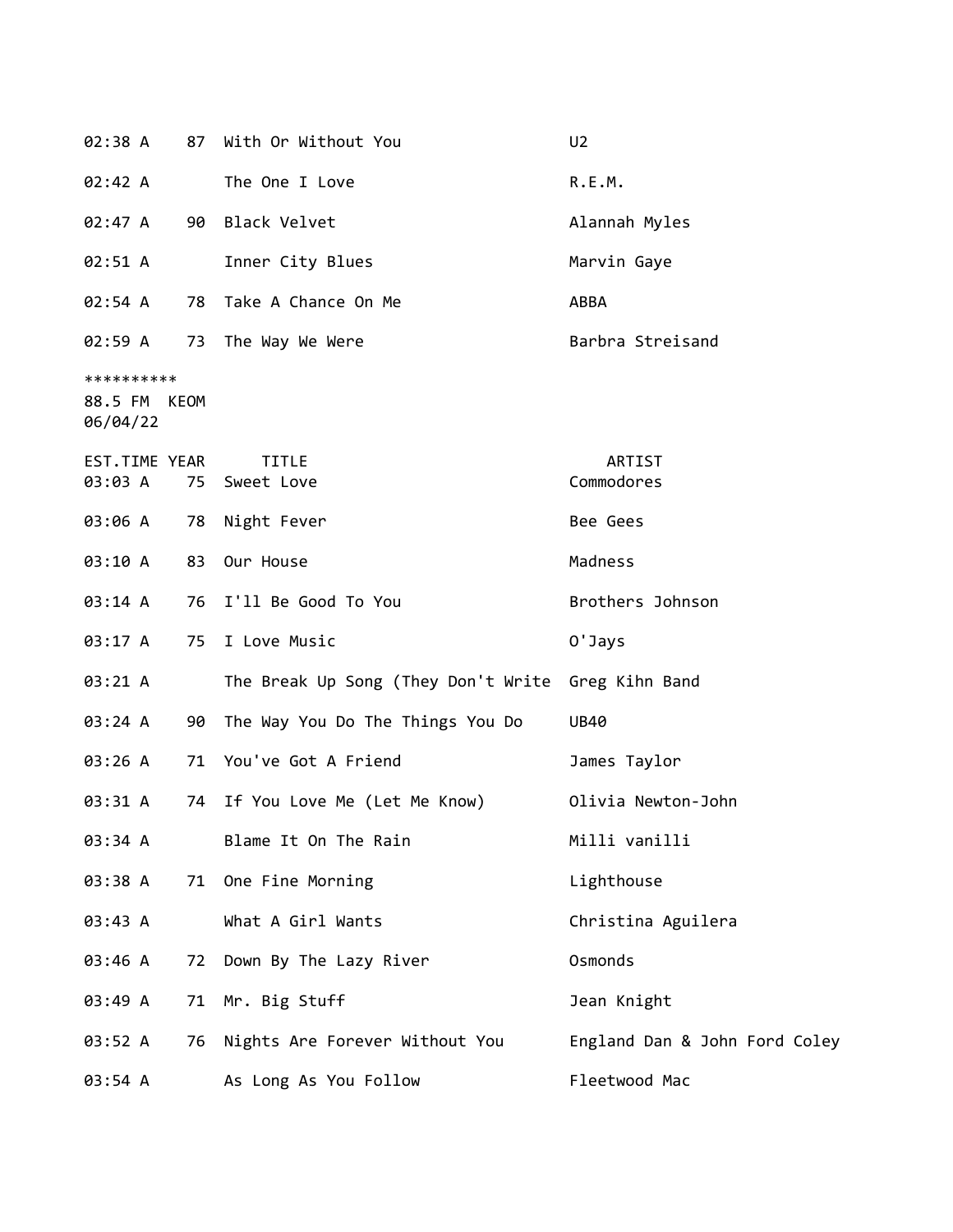| EST.TIME | YEAR | TITLE | ARTIST |
|---|---|---|---|
| 02:38 A | 87 | With Or Without You | U2 |
| 02:42 A | | The One I Love | R.E.M. |
| 02:47 A | 90 | Black Velvet | Alannah Myles |
| 02:51 A | | Inner City Blues | Marvin Gaye |
| 02:54 A | 78 | Take A Chance On Me | ABBA |
| 02:59 A | 73 | The Way We Were | Barbra Streisand |

**********
88.5 FM KEOM
06/04/22

| EST.TIME | YEAR | TITLE | ARTIST |
|---|---|---|---|
| 03:03 A | 75 | Sweet Love | Commodores |
| 03:06 A | 78 | Night Fever | Bee Gees |
| 03:10 A | 83 | Our House | Madness |
| 03:14 A | 76 | I'll Be Good To You | Brothers Johnson |
| 03:17 A | 75 | I Love Music | O'Jays |
| 03:21 A | | The Break Up Song (They Don't Write | Greg Kihn Band |
| 03:24 A | 90 | The Way You Do The Things You Do | UB40 |
| 03:26 A | 71 | You've Got A Friend | James Taylor |
| 03:31 A | 74 | If You Love Me (Let Me Know) | Olivia Newton-John |
| 03:34 A | | Blame It On The Rain | Milli vanilli |
| 03:38 A | 71 | One Fine Morning | Lighthouse |
| 03:43 A | | What A Girl Wants | Christina Aguilera |
| 03:46 A | 72 | Down By The Lazy River | Osmonds |
| 03:49 A | 71 | Mr. Big Stuff | Jean Knight |
| 03:52 A | 76 | Nights Are Forever Without You | England Dan & John Ford Coley |
| 03:54 A | | As Long As You Follow | Fleetwood Mac |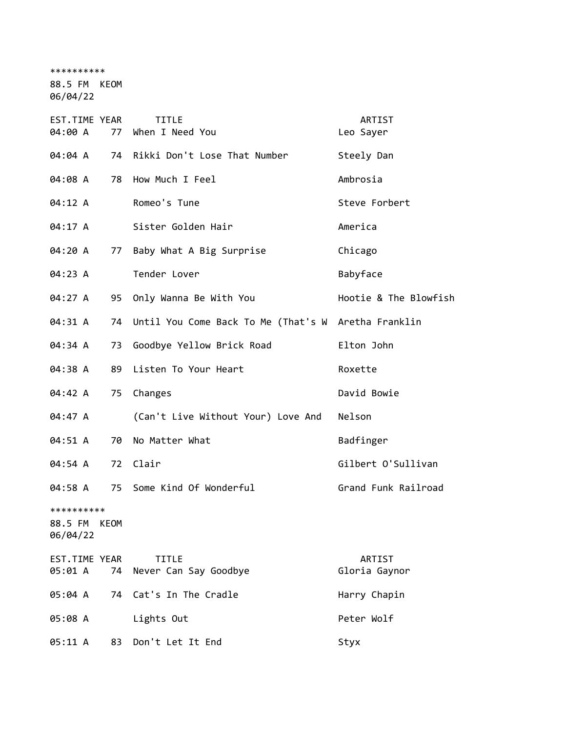**********
88.5 FM KEOM
06/04/22

| EST.TIME | YEAR | TITLE | ARTIST |
|---|---|---|---|
| 04:00 A | 77 | When I Need You | Leo Sayer |
| 04:04 A | 74 | Rikki Don't Lose That Number | Steely Dan |
| 04:08 A | 78 | How Much I Feel | Ambrosia |
| 04:12 A | | Romeo's Tune | Steve Forbert |
| 04:17 A | | Sister Golden Hair | America |
| 04:20 A | 77 | Baby What A Big Surprise | Chicago |
| 04:23 A | | Tender Lover | Babyface |
| 04:27 A | 95 | Only Wanna Be With You | Hootie & The Blowfish |
| 04:31 A | 74 | Until You Come Back To Me (That's W | Aretha Franklin |
| 04:34 A | 73 | Goodbye Yellow Brick Road | Elton John |
| 04:38 A | 89 | Listen To Your Heart | Roxette |
| 04:42 A | 75 | Changes | David Bowie |
| 04:47 A | | (Can't Live Without Your) Love And | Nelson |
| 04:51 A | 70 | No Matter What | Badfinger |
| 04:54 A | 72 | Clair | Gilbert O'Sullivan |
| 04:58 A | 75 | Some Kind Of Wonderful | Grand Funk Railroad |

**********
88.5 FM KEOM
06/04/22

| EST.TIME | YEAR | TITLE | ARTIST |
|---|---|---|---|
| 05:01 A | 74 | Never Can Say Goodbye | Gloria Gaynor |
| 05:04 A | 74 | Cat's In The Cradle | Harry Chapin |
| 05:08 A | | Lights Out | Peter Wolf |
| 05:11 A | 83 | Don't Let It End | Styx |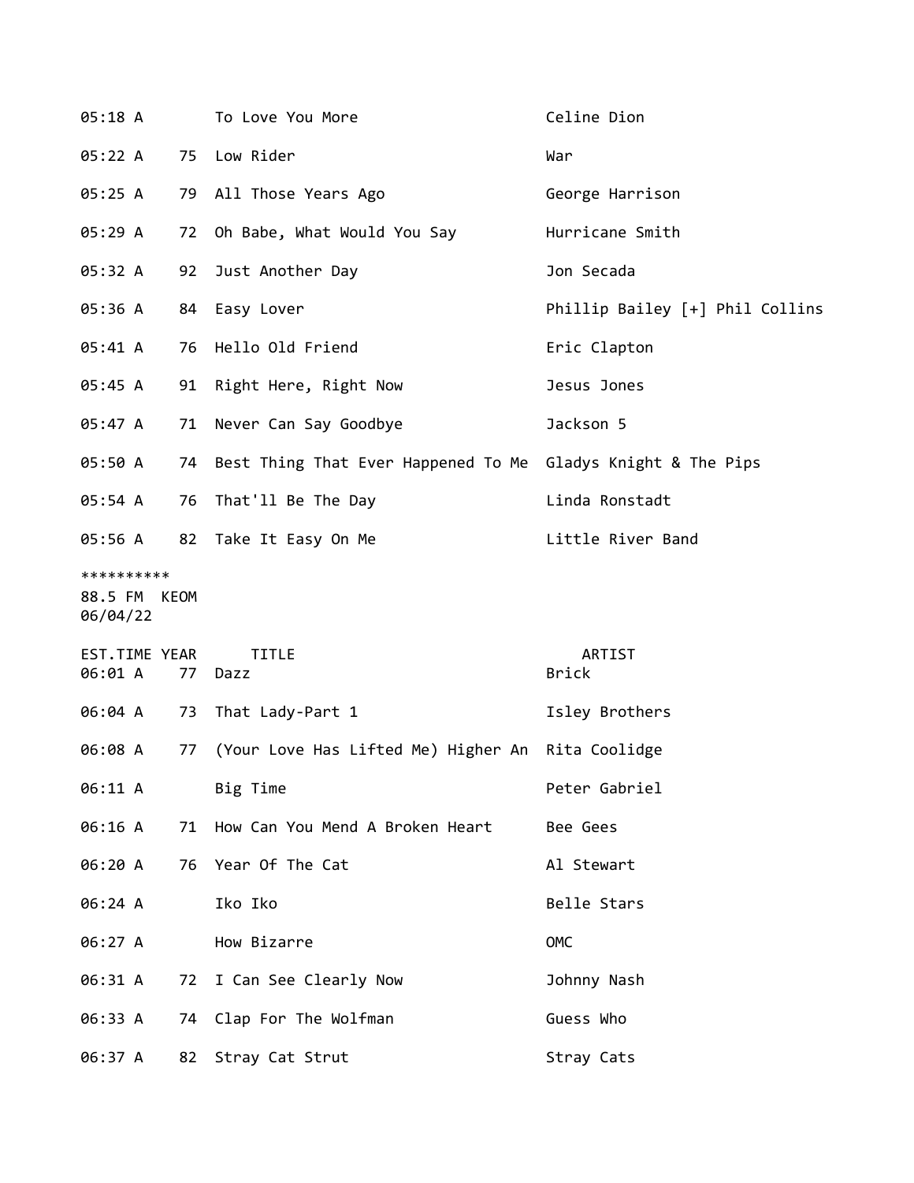| EST.TIME | YEAR | TITLE | ARTIST |
|---|---|---|---|
| 05:18 A | | To Love You More | Celine Dion |
| 05:22 A | 75 | Low Rider | War |
| 05:25 A | 79 | All Those Years Ago | George Harrison |
| 05:29 A | 72 | Oh Babe, What Would You Say | Hurricane Smith |
| 05:32 A | 92 | Just Another Day | Jon Secada |
| 05:36 A | 84 | Easy Lover | Phillip Bailey [+] Phil Collins |
| 05:41 A | 76 | Hello Old Friend | Eric Clapton |
| 05:45 A | 91 | Right Here, Right Now | Jesus Jones |
| 05:47 A | 71 | Never Can Say Goodbye | Jackson 5 |
| 05:50 A | 74 | Best Thing That Ever Happened To Me | Gladys Knight & The Pips |
| 05:54 A | 76 | That'll Be The Day | Linda Ronstadt |
| 05:56 A | 82 | Take It Easy On Me | Little River Band |

**********
88.5 FM KEOM
06/04/22

| EST.TIME | YEAR | TITLE | ARTIST |
|---|---|---|---|
| 06:01 A | 77 | Dazz | Brick |
| 06:04 A | 73 | That Lady-Part 1 | Isley Brothers |
| 06:08 A | 77 | (Your Love Has Lifted Me) Higher An | Rita Coolidge |
| 06:11 A | | Big Time | Peter Gabriel |
| 06:16 A | 71 | How Can You Mend A Broken Heart | Bee Gees |
| 06:20 A | 76 | Year Of The Cat | Al Stewart |
| 06:24 A | | Iko Iko | Belle Stars |
| 06:27 A | | How Bizarre | OMC |
| 06:31 A | 72 | I Can See Clearly Now | Johnny Nash |
| 06:33 A | 74 | Clap For The Wolfman | Guess Who |
| 06:37 A | 82 | Stray Cat Strut | Stray Cats |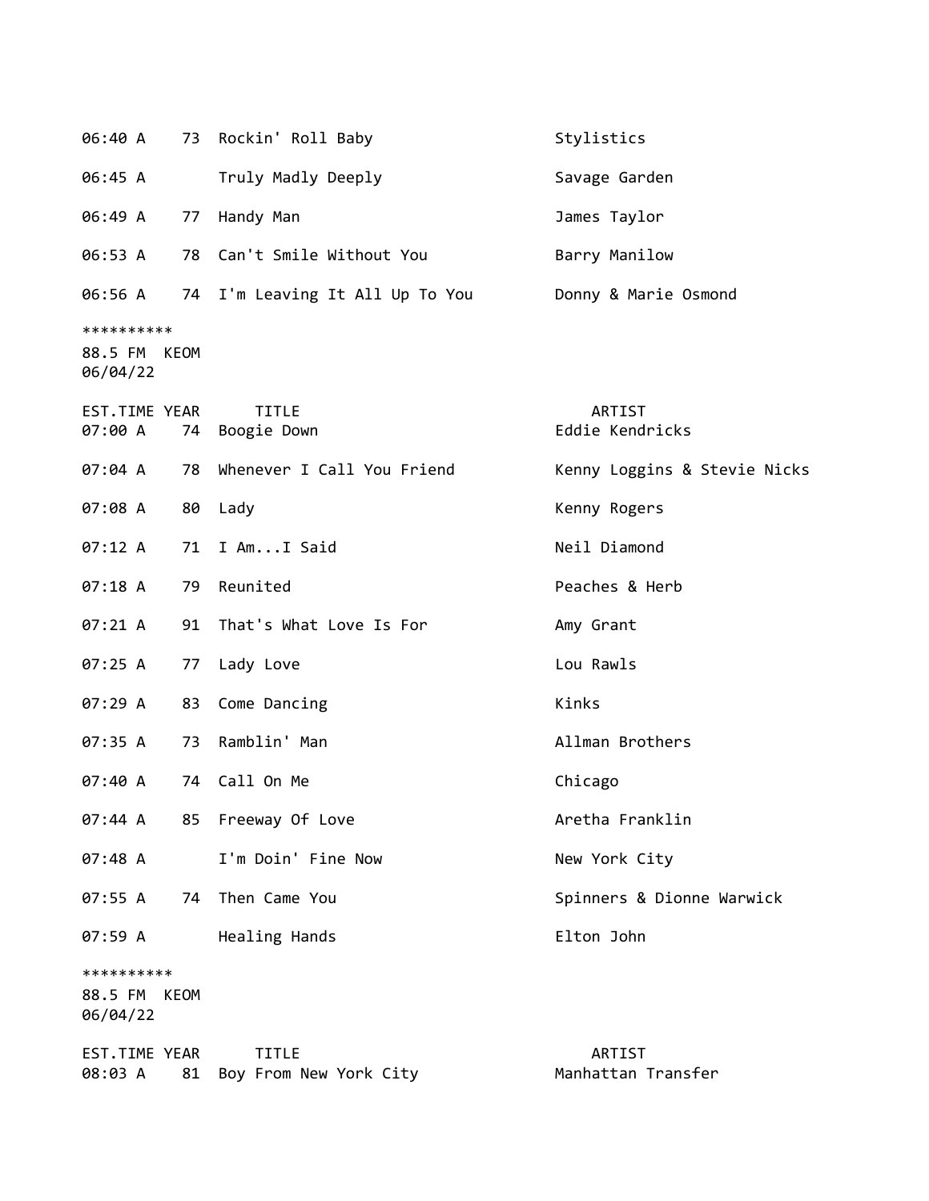| EST.TIME | YEAR | TITLE | ARTIST |
|---|---|---|---|
| 06:40 A | 73 | Rockin' Roll Baby | Stylistics |
| 06:45 A | | Truly Madly Deeply | Savage Garden |
| 06:49 A | 77 | Handy Man | James Taylor |
| 06:53 A | 78 | Can't Smile Without You | Barry Manilow |
| 06:56 A | 74 | I'm Leaving It All Up To You | Donny & Marie Osmond |

**********
88.5 FM KEOM
06/04/22

| EST.TIME | YEAR | TITLE | ARTIST |
|---|---|---|---|
| 07:00 A | 74 | Boogie Down | Eddie Kendricks |
| 07:04 A | 78 | Whenever I Call You Friend | Kenny Loggins & Stevie Nicks |
| 07:08 A | 80 | Lady | Kenny Rogers |
| 07:12 A | 71 | I Am...I Said | Neil Diamond |
| 07:18 A | 79 | Reunited | Peaches & Herb |
| 07:21 A | 91 | That's What Love Is For | Amy Grant |
| 07:25 A | 77 | Lady Love | Lou Rawls |
| 07:29 A | 83 | Come Dancing | Kinks |
| 07:35 A | 73 | Ramblin' Man | Allman Brothers |
| 07:40 A | 74 | Call On Me | Chicago |
| 07:44 A | 85 | Freeway Of Love | Aretha Franklin |
| 07:48 A | | I'm Doin' Fine Now | New York City |
| 07:55 A | 74 | Then Came You | Spinners & Dionne Warwick |
| 07:59 A | | Healing Hands | Elton John |

**********
88.5 FM KEOM
06/04/22

| EST.TIME | YEAR | TITLE | ARTIST |
|---|---|---|---|
| 08:03 A | 81 | Boy From New York City | Manhattan Transfer |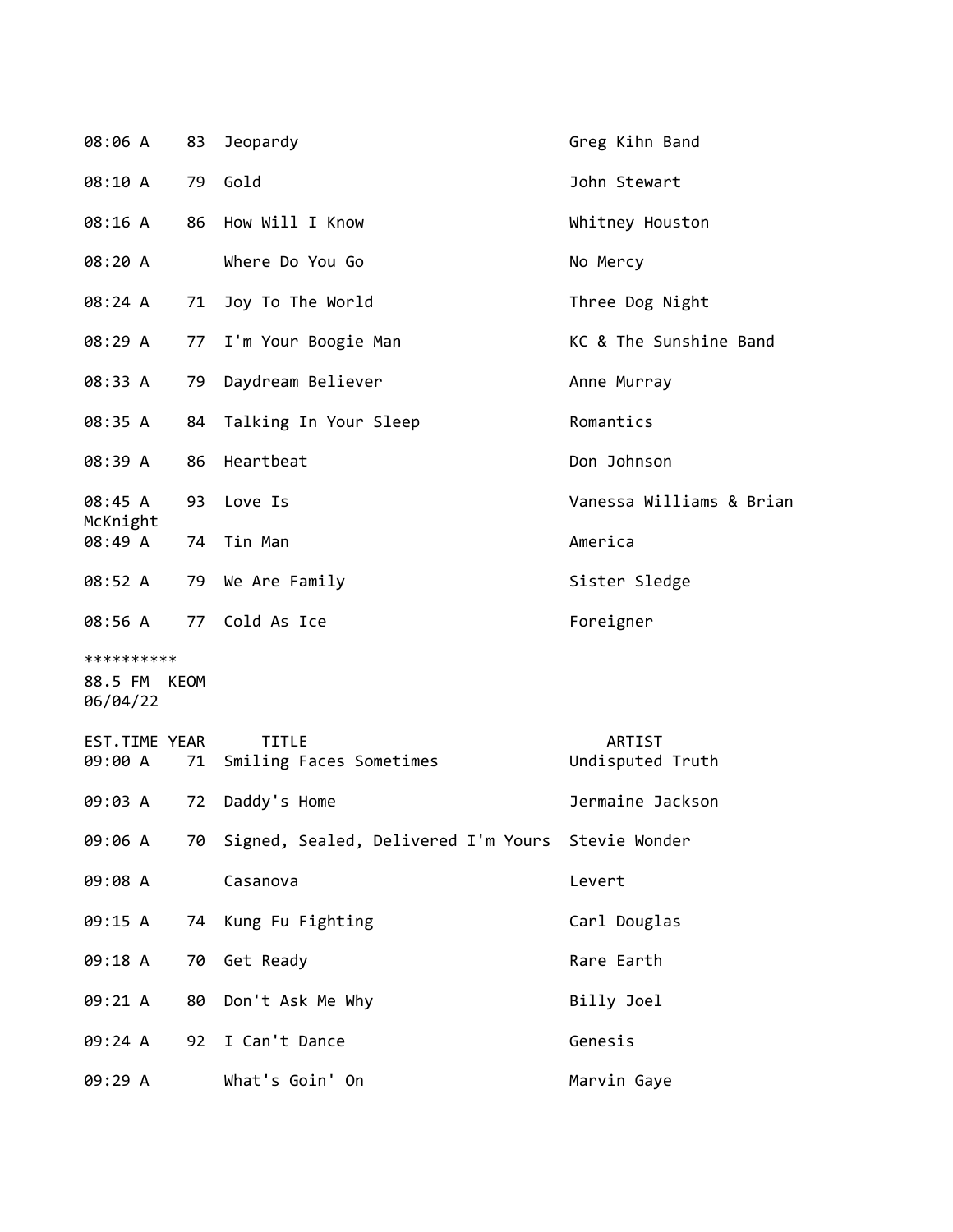| EST.TIME | YEAR | TITLE | ARTIST |
|---|---|---|---|
| 08:06 A | 83 | Jeopardy | Greg Kihn Band |
| 08:10 A | 79 | Gold | John Stewart |
| 08:16 A | 86 | How Will I Know | Whitney Houston |
| 08:20 A | | Where Do You Go | No Mercy |
| 08:24 A | 71 | Joy To The World | Three Dog Night |
| 08:29 A | 77 | I'm Your Boogie Man | KC & The Sunshine Band |
| 08:33 A | 79 | Daydream Believer | Anne Murray |
| 08:35 A | 84 | Talking In Your Sleep | Romantics |
| 08:39 A | 86 | Heartbeat | Don Johnson |
| 08:45 A | 93 | Love Is | Vanessa Williams & Brian McKnight |
| 08:49 A | 74 | Tin Man | America |
| 08:52 A | 79 | We Are Family | Sister Sledge |
| 08:56 A | 77 | Cold As Ice | Foreigner |

**********
88.5 FM KEOM
06/04/22

| EST.TIME | YEAR | TITLE | ARTIST |
|---|---|---|---|
| 09:00 A | 71 | Smiling Faces Sometimes | Undisputed Truth |
| 09:03 A | 72 | Daddy's Home | Jermaine Jackson |
| 09:06 A | 70 | Signed, Sealed, Delivered I'm Yours | Stevie Wonder |
| 09:08 A | | Casanova | Levert |
| 09:15 A | 74 | Kung Fu Fighting | Carl Douglas |
| 09:18 A | 70 | Get Ready | Rare Earth |
| 09:21 A | 80 | Don't Ask Me Why | Billy Joel |
| 09:24 A | 92 | I Can't Dance | Genesis |
| 09:29 A | | What's Goin' On | Marvin Gaye |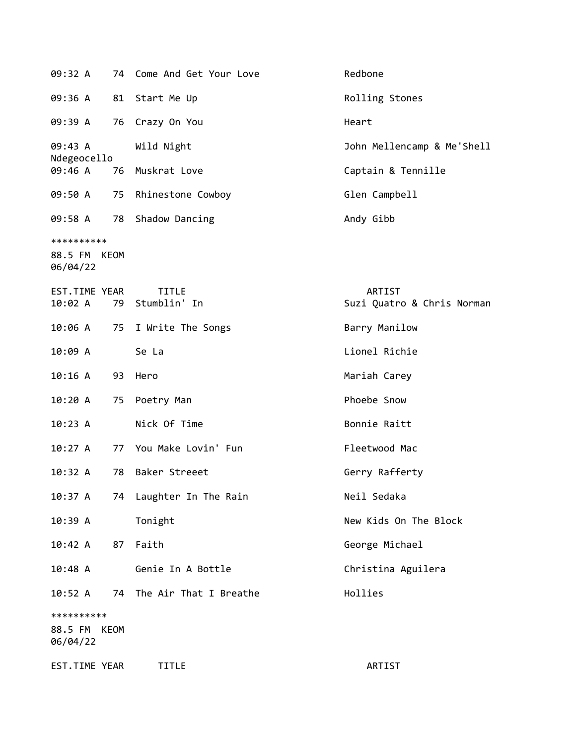| EST.TIME | YEAR | TITLE | ARTIST |
|---|---|---|---|
| 09:32 A | 74 | Come And Get Your Love | Redbone |
| 09:36 A | 81 | Start Me Up | Rolling Stones |
| 09:39 A | 76 | Crazy On You | Heart |
| 09:43 A | | Wild Night | John Mellencamp & Me'Shell Ndegeocello |
| 09:46 A | 76 | Muskrat Love | Captain & Tennille |
| 09:50 A | 75 | Rhinestone Cowboy | Glen Campbell |
| 09:58 A | 78 | Shadow Dancing | Andy Gibb |

**********

88.5 FM KEOM
06/04/22

| EST.TIME | YEAR | TITLE | ARTIST |
|---|---|---|---|
| 10:02 A | 79 | Stumblin' In | Suzi Quatro & Chris Norman |
| 10:06 A | 75 | I Write The Songs | Barry Manilow |
| 10:09 A | | Se La | Lionel Richie |
| 10:16 A | 93 | Hero | Mariah Carey |
| 10:20 A | 75 | Poetry Man | Phoebe Snow |
| 10:23 A | | Nick Of Time | Bonnie Raitt |
| 10:27 A | 77 | You Make Lovin' Fun | Fleetwood Mac |
| 10:32 A | 78 | Baker Streeet | Gerry Rafferty |
| 10:37 A | 74 | Laughter In The Rain | Neil Sedaka |
| 10:39 A | | Tonight | New Kids On The Block |
| 10:42 A | 87 | Faith | George Michael |
| 10:48 A | | Genie In A Bottle | Christina Aguilera |
| 10:52 A | 74 | The Air That I Breathe | Hollies |

**********

88.5 FM KEOM
06/04/22

| EST.TIME | YEAR | TITLE | ARTIST |
|---|---|---|---|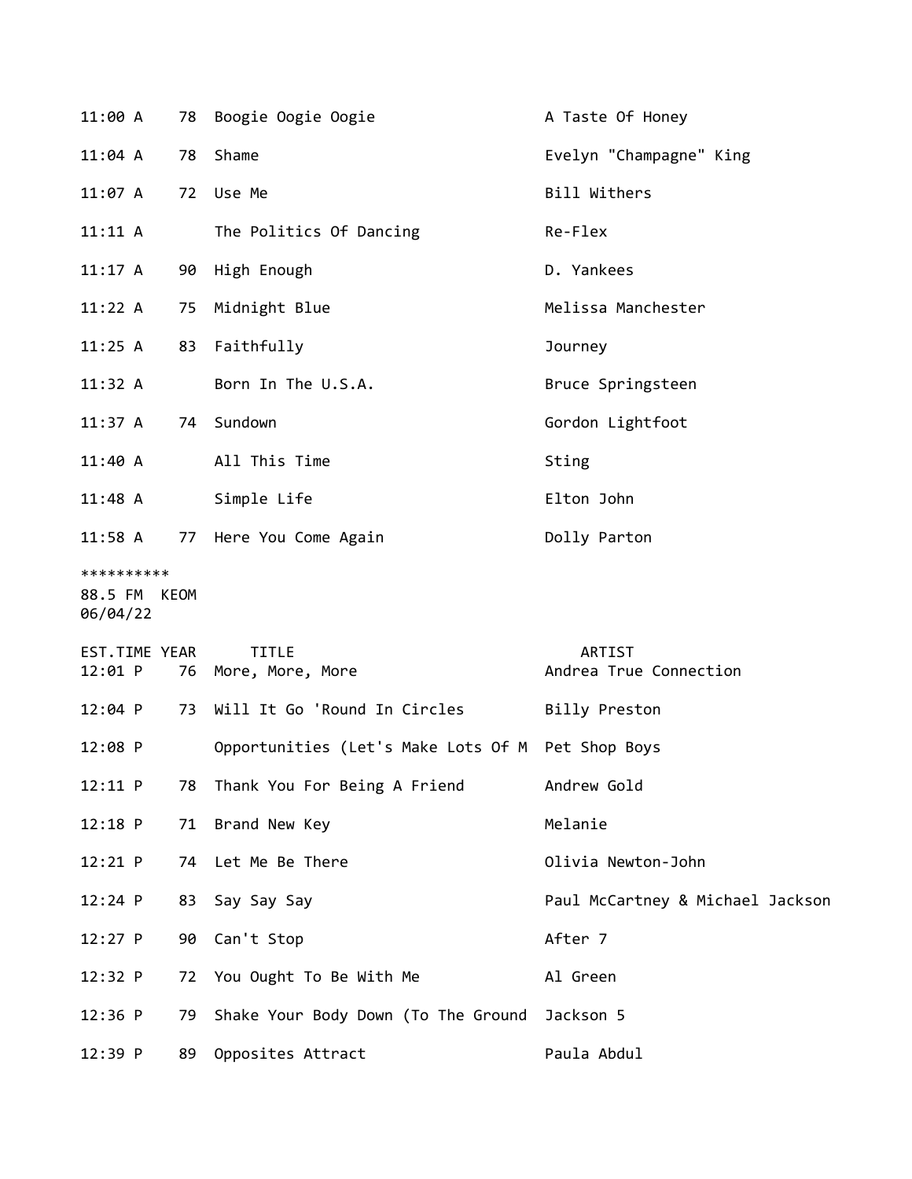| | | | |
|---|---|---|---|
| 11:00 A | 78 | Boogie Oogie Oogie | A Taste Of Honey |
| 11:04 A | 78 | Shame | Evelyn "Champagne" King |
| 11:07 A | 72 | Use Me | Bill Withers |
| 11:11 A | | The Politics Of Dancing | Re-Flex |
| 11:17 A | 90 | High Enough | D. Yankees |
| 11:22 A | 75 | Midnight Blue | Melissa Manchester |
| 11:25 A | 83 | Faithfully | Journey |
| 11:32 A | | Born In The U.S.A. | Bruce Springsteen |
| 11:37 A | 74 | Sundown | Gordon Lightfoot |
| 11:40 A | | All This Time | Sting |
| 11:48 A | | Simple Life | Elton John |
| 11:58 A | 77 | Here You Come Again | Dolly Parton |

**********
88.5 FM KEOM
06/04/22

| EST.TIME | YEAR | TITLE | ARTIST |
|---|---|---|---|
| 12:01 P | 76 | More, More, More | Andrea True Connection |
| 12:04 P | 73 | Will It Go 'Round In Circles | Billy Preston |
| 12:08 P | | Opportunities (Let's Make Lots Of M | Pet Shop Boys |
| 12:11 P | 78 | Thank You For Being A Friend | Andrew Gold |
| 12:18 P | 71 | Brand New Key | Melanie |
| 12:21 P | 74 | Let Me Be There | Olivia Newton-John |
| 12:24 P | 83 | Say Say Say | Paul McCartney & Michael Jackson |
| 12:27 P | 90 | Can't Stop | After 7 |
| 12:32 P | 72 | You Ought To Be With Me | Al Green |
| 12:36 P | 79 | Shake Your Body Down (To The Ground | Jackson 5 |
| 12:39 P | 89 | Opposites Attract | Paula Abdul |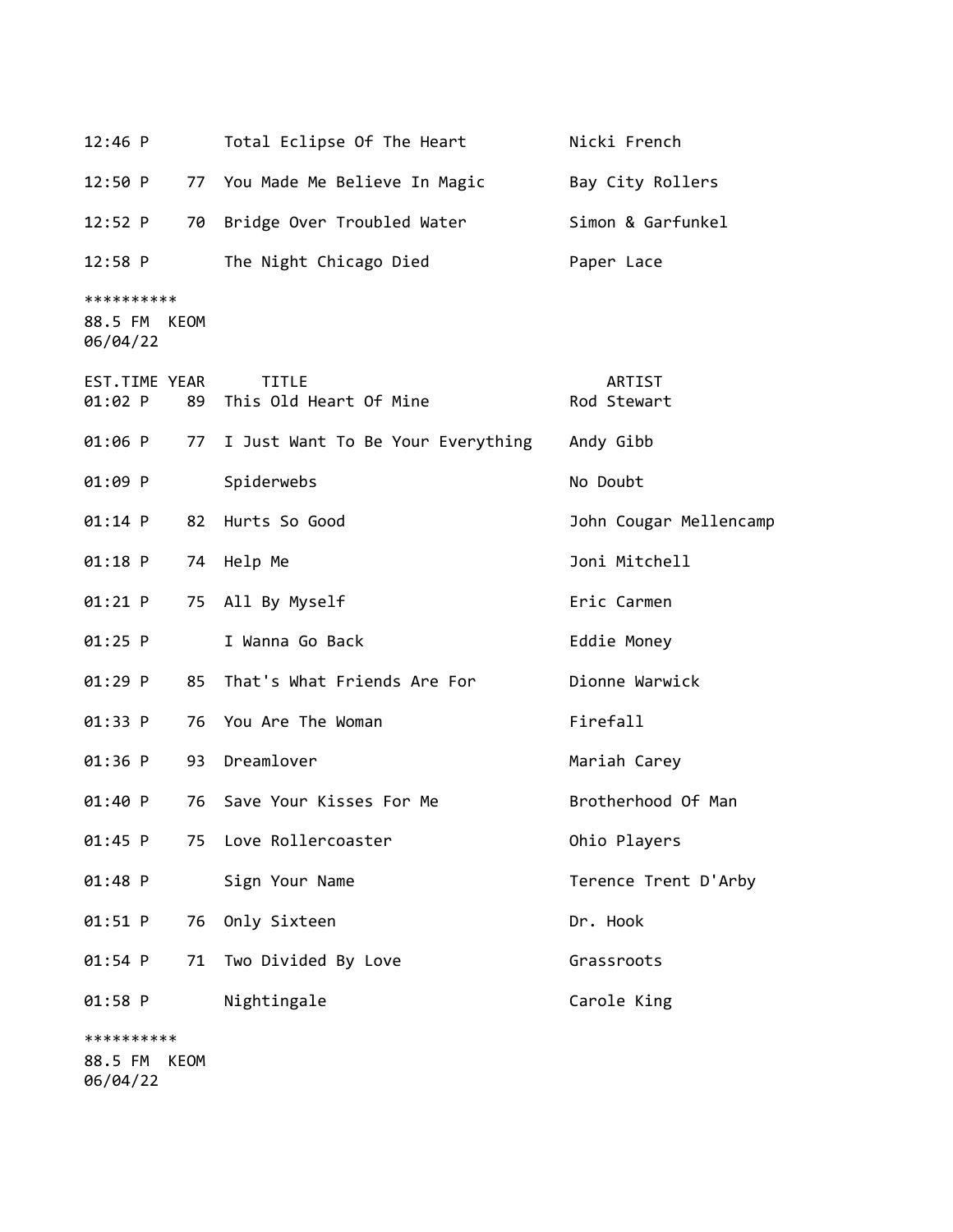| | | | |
|---|---|---|---|
| 12:46 P | | Total Eclipse Of The Heart | Nicki French |
| 12:50 P | 77 | You Made Me Believe In Magic | Bay City Rollers |
| 12:52 P | 70 | Bridge Over Troubled Water | Simon & Garfunkel |
| 12:58 P | | The Night Chicago Died | Paper Lace |

**********
88.5 FM  KEOM
06/04/22

| EST.TIME | YEAR | TITLE | ARTIST |
|---|---|---|---|
| 01:02 P | 89 | This Old Heart Of Mine | Rod Stewart |
| 01:06 P | 77 | I Just Want To Be Your Everything | Andy Gibb |
| 01:09 P | | Spiderwebs | No Doubt |
| 01:14 P | 82 | Hurts So Good | John Cougar Mellencamp |
| 01:18 P | 74 | Help Me | Joni Mitchell |
| 01:21 P | 75 | All By Myself | Eric Carmen |
| 01:25 P | | I Wanna Go Back | Eddie Money |
| 01:29 P | 85 | That's What Friends Are For | Dionne Warwick |
| 01:33 P | 76 | You Are The Woman | Firefall |
| 01:36 P | 93 | Dreamlover | Mariah Carey |
| 01:40 P | 76 | Save Your Kisses For Me | Brotherhood Of Man |
| 01:45 P | 75 | Love Rollercoaster | Ohio Players |
| 01:48 P | | Sign Your Name | Terence Trent D'Arby |
| 01:51 P | 76 | Only Sixteen | Dr. Hook |
| 01:54 P | 71 | Two Divided By Love | Grassroots |
| 01:58 P | | Nightingale | Carole King |

**********
88.5 FM  KEOM
06/04/22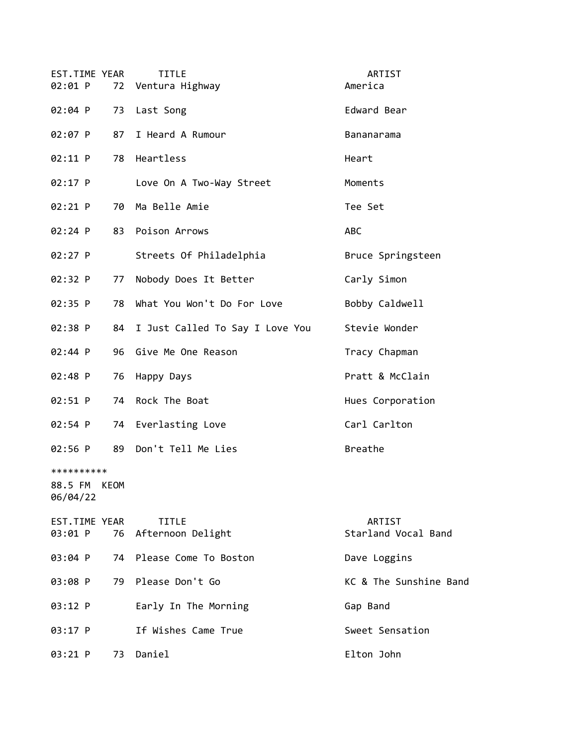| EST.TIME | YEAR | TITLE | ARTIST |
|---|---|---|---|
| 02:01 P | 72 | Ventura Highway | America |
| 02:04 P | 73 | Last Song | Edward Bear |
| 02:07 P | 87 | I Heard A Rumour | Bananarama |
| 02:11 P | 78 | Heartless | Heart |
| 02:17 P | | Love On A Two-Way Street | Moments |
| 02:21 P | 70 | Ma Belle Amie | Tee Set |
| 02:24 P | 83 | Poison Arrows | ABC |
| 02:27 P | | Streets Of Philadelphia | Bruce Springsteen |
| 02:32 P | 77 | Nobody Does It Better | Carly Simon |
| 02:35 P | 78 | What You Won't Do For Love | Bobby Caldwell |
| 02:38 P | 84 | I Just Called To Say I Love You | Stevie Wonder |
| 02:44 P | 96 | Give Me One Reason | Tracy Chapman |
| 02:48 P | 76 | Happy Days | Pratt & McClain |
| 02:51 P | 74 | Rock The Boat | Hues Corporation |
| 02:54 P | 74 | Everlasting Love | Carl Carlton |
| 02:56 P | 89 | Don't Tell Me Lies | Breathe |

**********

88.5 FM KEOM
06/04/22

| EST.TIME | YEAR | TITLE | ARTIST |
|---|---|---|---|
| 03:01 P | 76 | Afternoon Delight | Starland Vocal Band |
| 03:04 P | 74 | Please Come To Boston | Dave Loggins |
| 03:08 P | 79 | Please Don't Go | KC & The Sunshine Band |
| 03:12 P | | Early In The Morning | Gap Band |
| 03:17 P | | If Wishes Came True | Sweet Sensation |
| 03:21 P | 73 | Daniel | Elton John |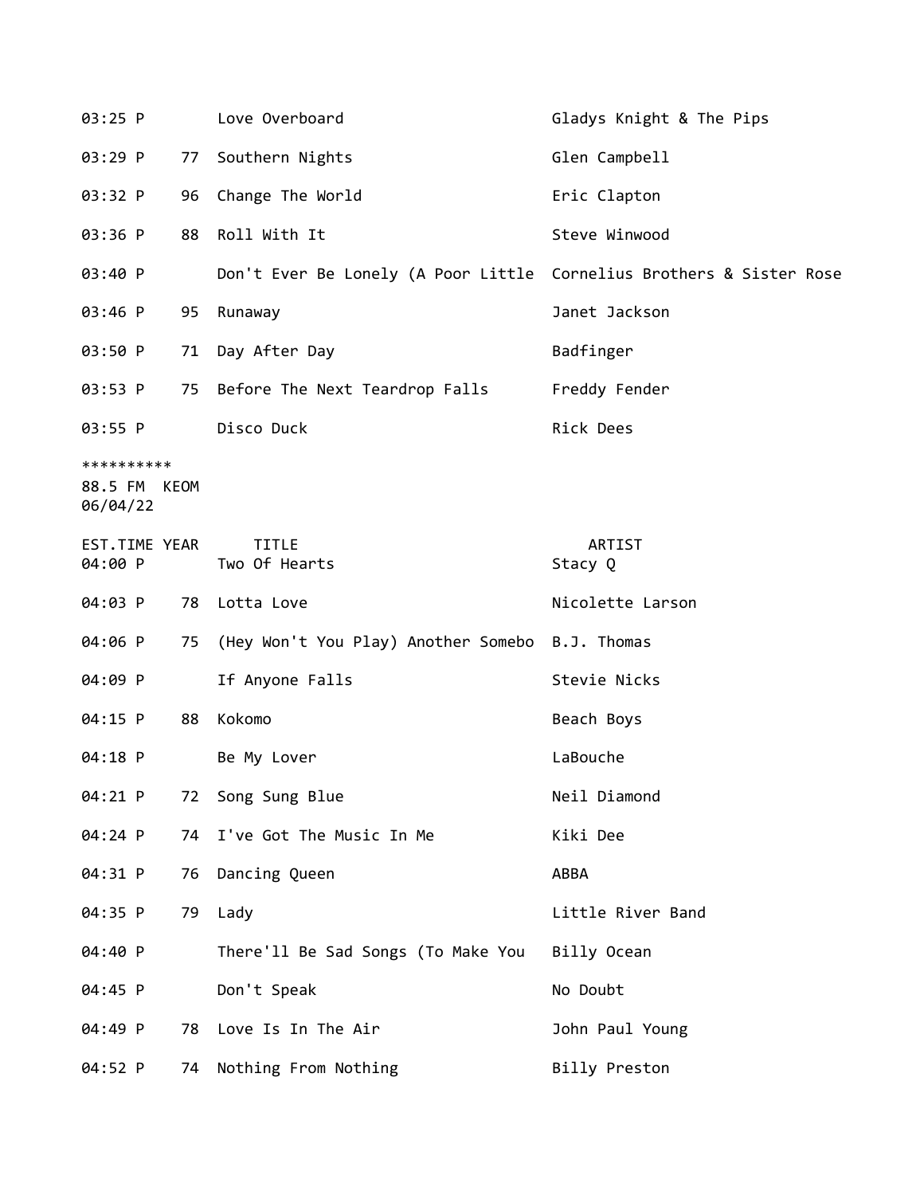| | | | |
|---|---|---|---|
| 03:25 P | | Love Overboard | Gladys Knight & The Pips |
| 03:29 P | 77 | Southern Nights | Glen Campbell |
| 03:32 P | 96 | Change The World | Eric Clapton |
| 03:36 P | 88 | Roll With It | Steve Winwood |
| 03:40 P | | Don't Ever Be Lonely (A Poor Little | Cornelius Brothers & Sister Rose |
| 03:46 P | 95 | Runaway | Janet Jackson |
| 03:50 P | 71 | Day After Day | Badfinger |
| 03:53 P | 75 | Before The Next Teardrop Falls | Freddy Fender |
| 03:55 P | | Disco Duck | Rick Dees |

**********
88.5 FM KEOM
06/04/22

| EST.TIME | YEAR | TITLE | ARTIST |
|---|---|---|---|
| 04:00 P | | Two Of Hearts | Stacy Q |
| 04:03 P | 78 | Lotta Love | Nicolette Larson |
| 04:06 P | 75 | (Hey Won't You Play) Another Somebo | B.J. Thomas |
| 04:09 P | | If Anyone Falls | Stevie Nicks |
| 04:15 P | 88 | Kokomo | Beach Boys |
| 04:18 P | | Be My Lover | LaBouche |
| 04:21 P | 72 | Song Sung Blue | Neil Diamond |
| 04:24 P | 74 | I've Got The Music In Me | Kiki Dee |
| 04:31 P | 76 | Dancing Queen | ABBA |
| 04:35 P | 79 | Lady | Little River Band |
| 04:40 P | | There'll Be Sad Songs (To Make You | Billy Ocean |
| 04:45 P | | Don't Speak | No Doubt |
| 04:49 P | 78 | Love Is In The Air | John Paul Young |
| 04:52 P | 74 | Nothing From Nothing | Billy Preston |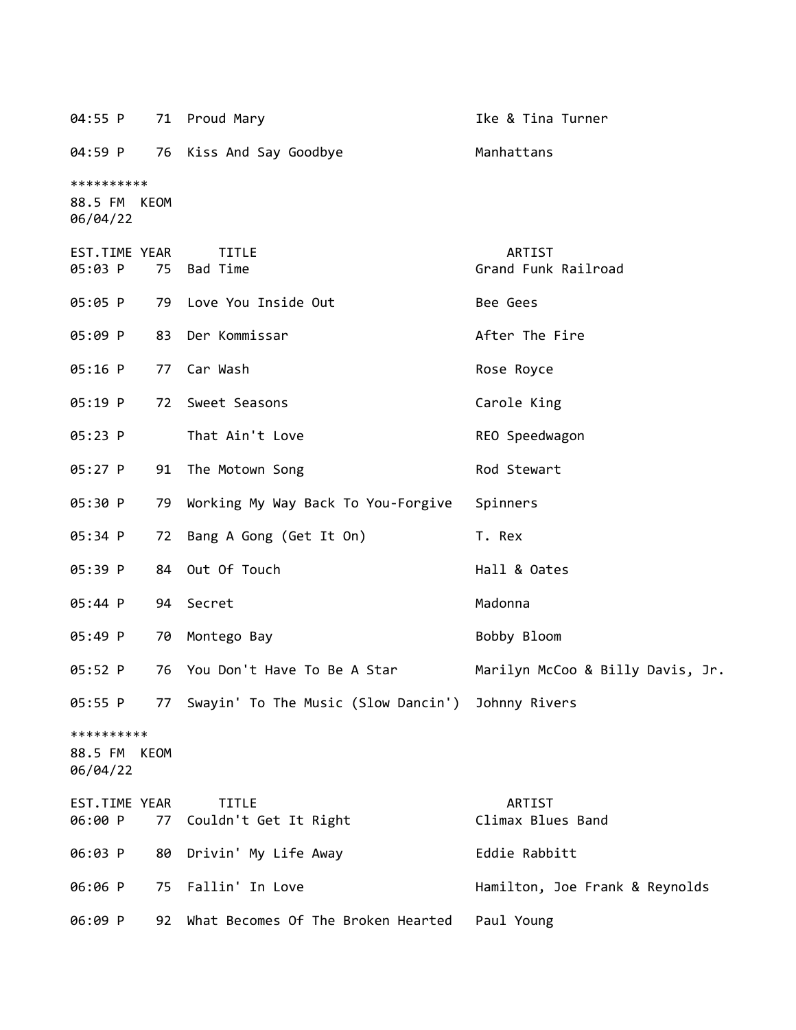| EST.TIME | YEAR | TITLE | ARTIST |
|---|---|---|---|
| 04:55 P | 71 | Proud Mary | Ike & Tina Turner |
| 04:59 P | 76 | Kiss And Say Goodbye | Manhattans |

**********
88.5 FM KEOM
06/04/22

| EST.TIME | YEAR | TITLE | ARTIST |
|---|---|---|---|
| 05:03 P | 75 | Bad Time | Grand Funk Railroad |
| 05:05 P | 79 | Love You Inside Out | Bee Gees |
| 05:09 P | 83 | Der Kommissar | After The Fire |
| 05:16 P | 77 | Car Wash | Rose Royce |
| 05:19 P | 72 | Sweet Seasons | Carole King |
| 05:23 P | | That Ain't Love | REO Speedwagon |
| 05:27 P | 91 | The Motown Song | Rod Stewart |
| 05:30 P | 79 | Working My Way Back To You-Forgive | Spinners |
| 05:34 P | 72 | Bang A Gong (Get It On) | T. Rex |
| 05:39 P | 84 | Out Of Touch | Hall & Oates |
| 05:44 P | 94 | Secret | Madonna |
| 05:49 P | 70 | Montego Bay | Bobby Bloom |
| 05:52 P | 76 | You Don't Have To Be A Star | Marilyn McCoo & Billy Davis, Jr. |
| 05:55 P | 77 | Swayin' To The Music (Slow Dancin') | Johnny Rivers |

**********
88.5 FM KEOM
06/04/22

| EST.TIME | YEAR | TITLE | ARTIST |
|---|---|---|---|
| 06:00 P | 77 | Couldn't Get It Right | Climax Blues Band |
| 06:03 P | 80 | Drivin' My Life Away | Eddie Rabbitt |
| 06:06 P | 75 | Fallin' In Love | Hamilton, Joe Frank & Reynolds |
| 06:09 P | 92 | What Becomes Of The Broken Hearted | Paul Young |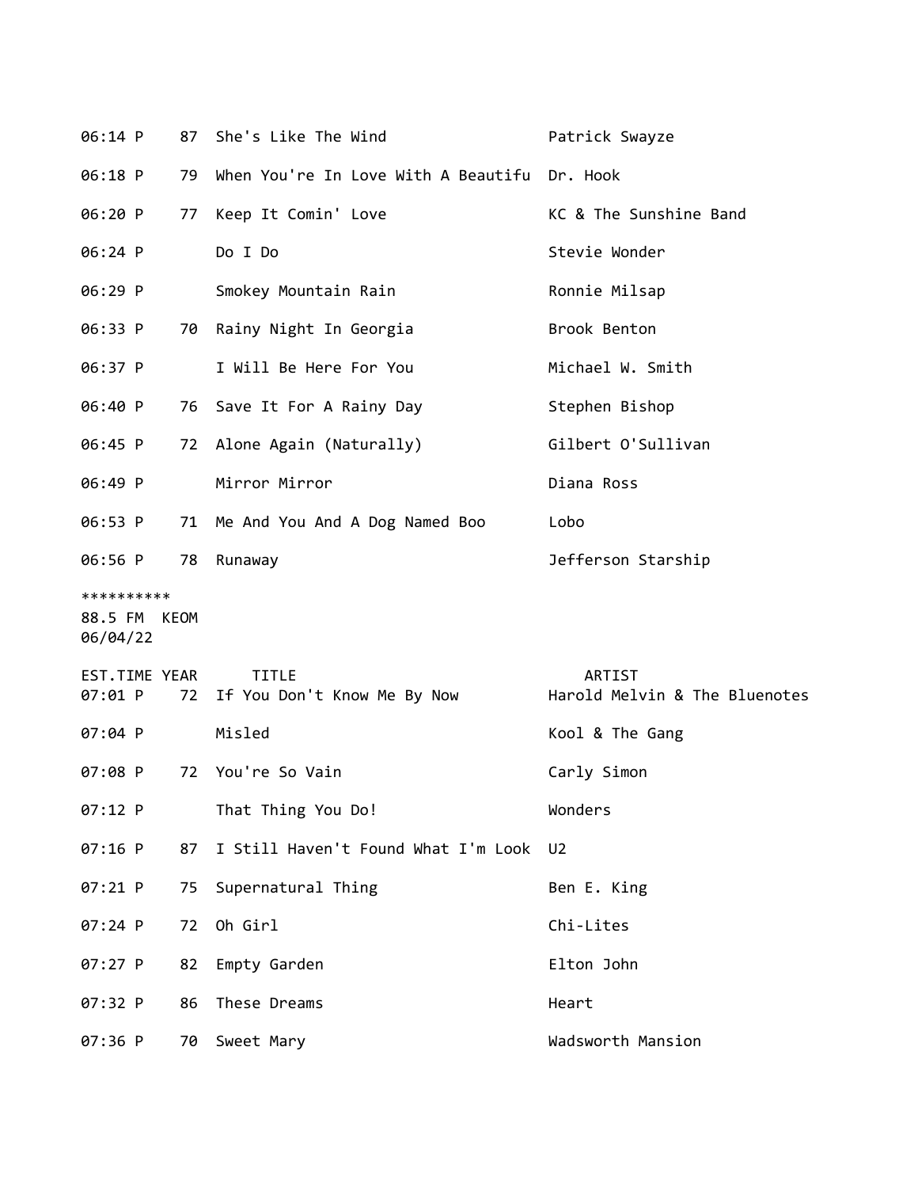| | | | |
|---|---|---|---|
| 06:14 P | 87 | She's Like The Wind | Patrick Swayze |
| 06:18 P | 79 | When You're In Love With A Beautifu | Dr. Hook |
| 06:20 P | 77 | Keep It Comin' Love | KC & The Sunshine Band |
| 06:24 P | | Do I Do | Stevie Wonder |
| 06:29 P | | Smokey Mountain Rain | Ronnie Milsap |
| 06:33 P | 70 | Rainy Night In Georgia | Brook Benton |
| 06:37 P | | I Will Be Here For You | Michael W. Smith |
| 06:40 P | 76 | Save It For A Rainy Day | Stephen Bishop |
| 06:45 P | 72 | Alone Again (Naturally) | Gilbert O'Sullivan |
| 06:49 P | | Mirror Mirror | Diana Ross |
| 06:53 P | 71 | Me And You And A Dog Named Boo | Lobo |
| 06:56 P | 78 | Runaway | Jefferson Starship |

**********
88.5 FM KEOM
06/04/22

| EST.TIME | YEAR | TITLE | ARTIST |
|---|---|---|---|
| 07:01 P | 72 | If You Don't Know Me By Now | Harold Melvin & The Bluenotes |
| 07:04 P | | Misled | Kool & The Gang |
| 07:08 P | 72 | You're So Vain | Carly Simon |
| 07:12 P | | That Thing You Do! | Wonders |
| 07:16 P | 87 | I Still Haven't Found What I'm Look | U2 |
| 07:21 P | 75 | Supernatural Thing | Ben E. King |
| 07:24 P | 72 | Oh Girl | Chi-Lites |
| 07:27 P | 82 | Empty Garden | Elton John |
| 07:32 P | 86 | These Dreams | Heart |
| 07:36 P | 70 | Sweet Mary | Wadsworth Mansion |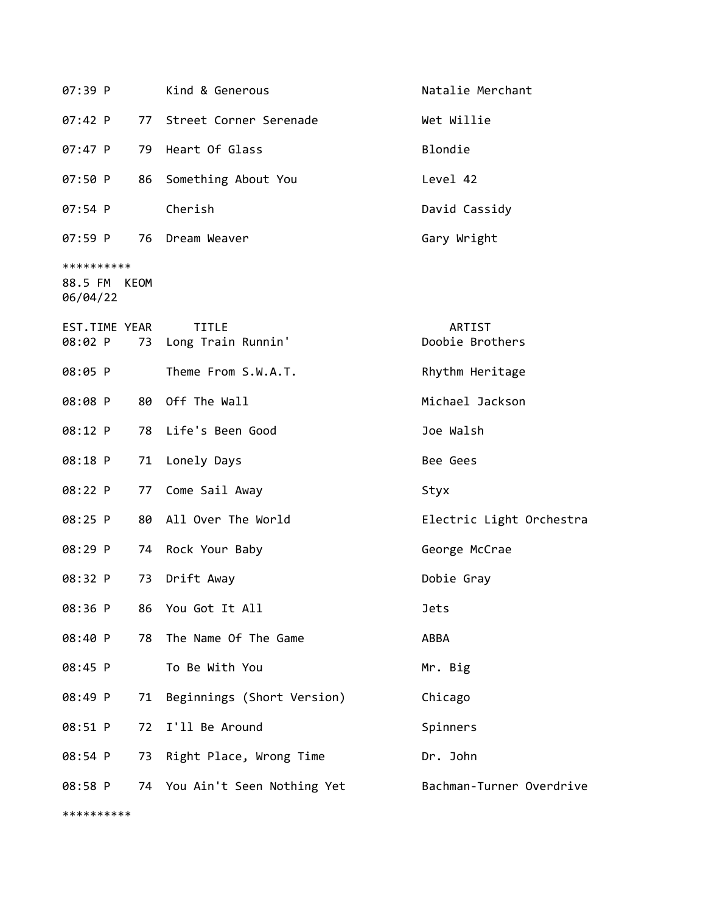| EST.TIME | YEAR | TITLE | ARTIST |
|---|---|---|---|
| 07:39 P | | Kind & Generous | Natalie Merchant |
| 07:42 P | 77 | Street Corner Serenade | Wet Willie |
| 07:47 P | 79 | Heart Of Glass | Blondie |
| 07:50 P | 86 | Something About You | Level 42 |
| 07:54 P | | Cherish | David Cassidy |
| 07:59 P | 76 | Dream Weaver | Gary Wright |

**********

88.5 FM KEOM
06/04/22

| EST.TIME | YEAR | TITLE | ARTIST |
|---|---|---|---|
| 08:02 P | 73 | Long Train Runnin' | Doobie Brothers |
| 08:05 P | | Theme From S.W.A.T. | Rhythm Heritage |
| 08:08 P | 80 | Off The Wall | Michael Jackson |
| 08:12 P | 78 | Life's Been Good | Joe Walsh |
| 08:18 P | 71 | Lonely Days | Bee Gees |
| 08:22 P | 77 | Come Sail Away | Styx |
| 08:25 P | 80 | All Over The World | Electric Light Orchestra |
| 08:29 P | 74 | Rock Your Baby | George McCrae |
| 08:32 P | 73 | Drift Away | Dobie Gray |
| 08:36 P | 86 | You Got It All | Jets |
| 08:40 P | 78 | The Name Of The Game | ABBA |
| 08:45 P | | To Be With You | Mr. Big |
| 08:49 P | 71 | Beginnings (Short Version) | Chicago |
| 08:51 P | 72 | I'll Be Around | Spinners |
| 08:54 P | 73 | Right Place, Wrong Time | Dr. John |
| 08:58 P | 74 | You Ain't Seen Nothing Yet | Bachman-Turner Overdrive |

**********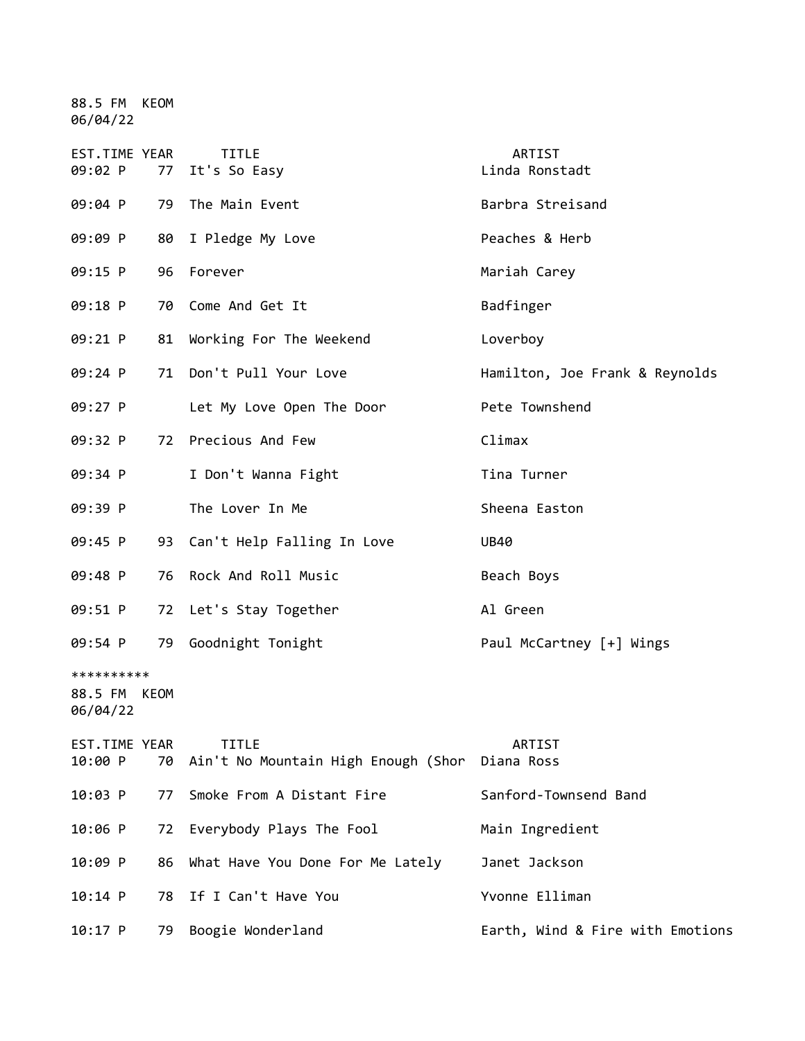88.5 FM KEOM
06/04/22

| EST.TIME | YEAR | TITLE | ARTIST |
|---|---|---|---|
| 09:02 P | 77 | It's So Easy | Linda Ronstadt |
| 09:04 P | 79 | The Main Event | Barbra Streisand |
| 09:09 P | 80 | I Pledge My Love | Peaches & Herb |
| 09:15 P | 96 | Forever | Mariah Carey |
| 09:18 P | 70 | Come And Get It | Badfinger |
| 09:21 P | 81 | Working For The Weekend | Loverboy |
| 09:24 P | 71 | Don't Pull Your Love | Hamilton, Joe Frank & Reynolds |
| 09:27 P | | Let My Love Open The Door | Pete Townshend |
| 09:32 P | 72 | Precious And Few | Climax |
| 09:34 P | | I Don't Wanna Fight | Tina Turner |
| 09:39 P | | The Lover In Me | Sheena Easton |
| 09:45 P | 93 | Can't Help Falling In Love | UB40 |
| 09:48 P | 76 | Rock And Roll Music | Beach Boys |
| 09:51 P | 72 | Let's Stay Together | Al Green |
| 09:54 P | 79 | Goodnight Tonight | Paul McCartney [+] Wings |

**********

88.5 FM KEOM
06/04/22

| EST.TIME | YEAR | TITLE | ARTIST |
|---|---|---|---|
| 10:00 P | 70 | Ain't No Mountain High Enough (Shor | Diana Ross |
| 10:03 P | 77 | Smoke From A Distant Fire | Sanford-Townsend Band |
| 10:06 P | 72 | Everybody Plays The Fool | Main Ingredient |
| 10:09 P | 86 | What Have You Done For Me Lately | Janet Jackson |
| 10:14 P | 78 | If I Can't Have You | Yvonne Elliman |
| 10:17 P | 79 | Boogie Wonderland | Earth, Wind & Fire with Emotions |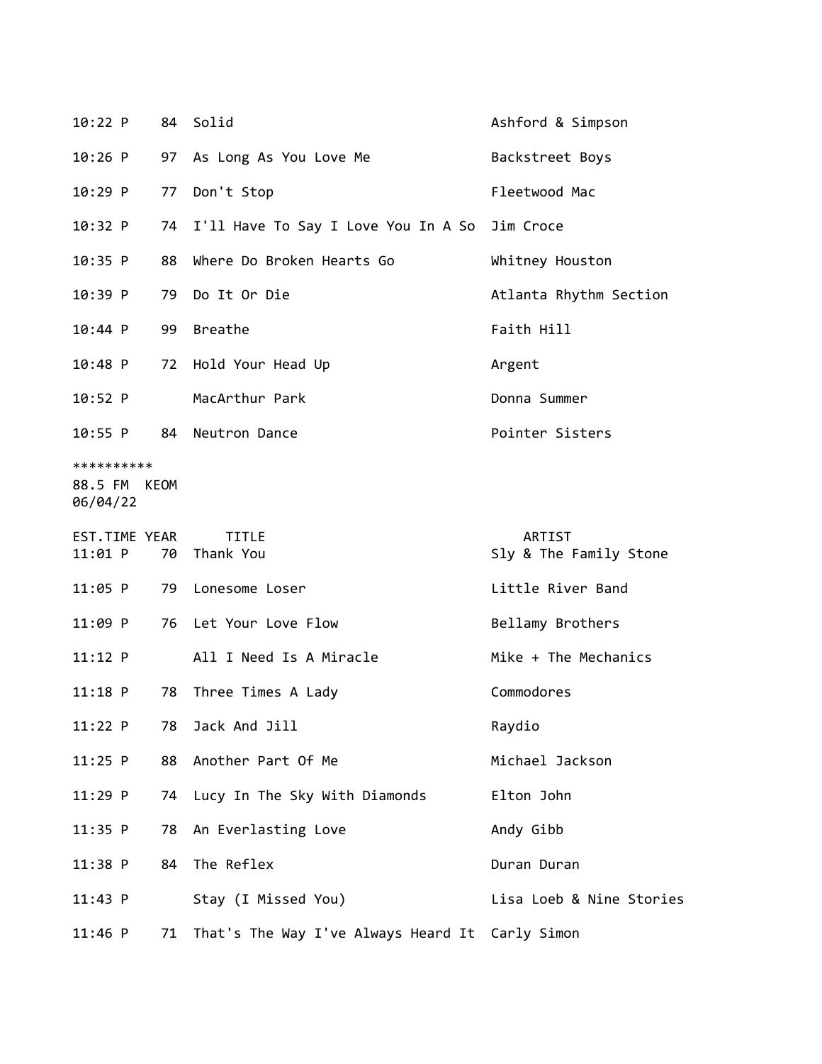| | | | |
|---|---|---|---|
| 10:22 P | 84 | Solid | Ashford & Simpson |
| 10:26 P | 97 | As Long As You Love Me | Backstreet Boys |
| 10:29 P | 77 | Don't Stop | Fleetwood Mac |
| 10:32 P | 74 | I'll Have To Say I Love You In A So | Jim Croce |
| 10:35 P | 88 | Where Do Broken Hearts Go | Whitney Houston |
| 10:39 P | 79 | Do It Or Die | Atlanta Rhythm Section |
| 10:44 P | 99 | Breathe | Faith Hill |
| 10:48 P | 72 | Hold Your Head Up | Argent |
| 10:52 P | | MacArthur Park | Donna Summer |
| 10:55 P | 84 | Neutron Dance | Pointer Sisters |

**********
88.5 FM KEOM
06/04/22

| EST.TIME | YEAR | TITLE | ARTIST |
|---|---|---|---|
| 11:01 P | 70 | Thank You | Sly & The Family Stone |
| 11:05 P | 79 | Lonesome Loser | Little River Band |
| 11:09 P | 76 | Let Your Love Flow | Bellamy Brothers |
| 11:12 P | | All I Need Is A Miracle | Mike + The Mechanics |
| 11:18 P | 78 | Three Times A Lady | Commodores |
| 11:22 P | 78 | Jack And Jill | Raydio |
| 11:25 P | 88 | Another Part Of Me | Michael Jackson |
| 11:29 P | 74 | Lucy In The Sky With Diamonds | Elton John |
| 11:35 P | 78 | An Everlasting Love | Andy Gibb |
| 11:38 P | 84 | The Reflex | Duran Duran |
| 11:43 P | | Stay (I Missed You) | Lisa Loeb & Nine Stories |
| 11:46 P | 71 | That's The Way I've Always Heard It | Carly Simon |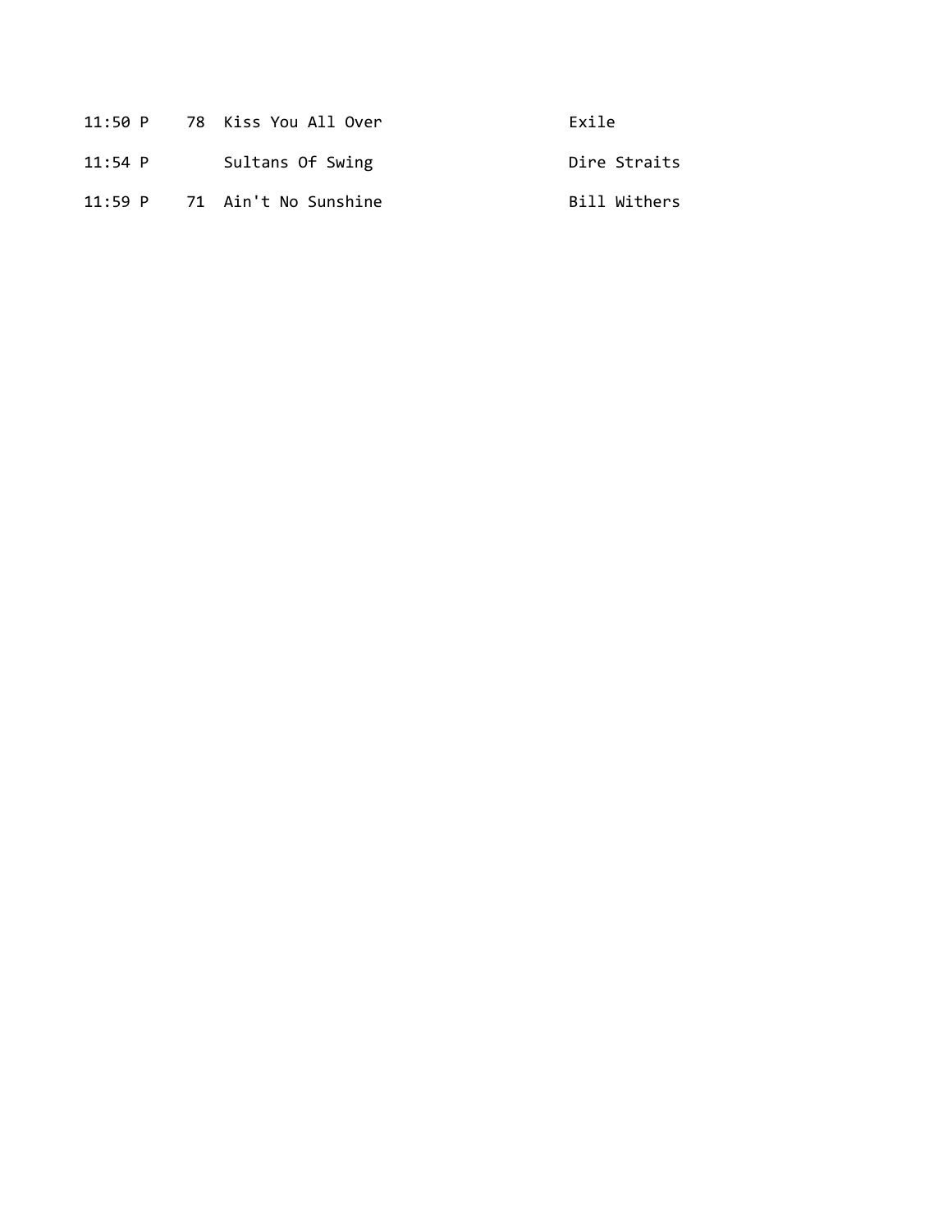| | | | |
|---|---|---|---|
| 11:50 P | 78 | Kiss You All Over | Exile |
| 11:54 P | | Sultans Of Swing | Dire Straits |
| 11:59 P | 71 | Ain't No Sunshine | Bill Withers |